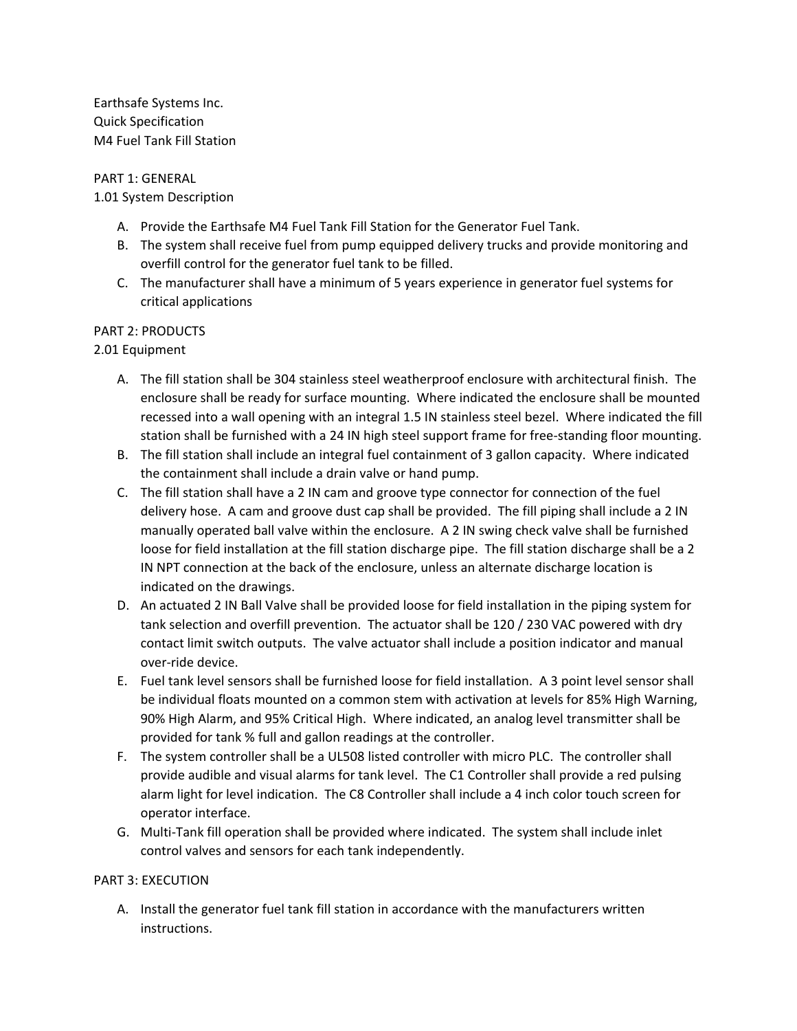Earthsafe Systems Inc.
Quick Specification
M4 Fuel Tank Fill Station

PART 1: GENERAL

1.01 System Description

A. Provide the Earthsafe M4 Fuel Tank Fill Station for the Generator Fuel Tank.

B. The system shall receive fuel from pump equipped delivery trucks and provide monitoring and overfill control for the generator fuel tank to be filled.

C. The manufacturer shall have a minimum of 5 years experience in generator fuel systems for critical applications

PART 2: PRODUCTS

2.01 Equipment

A. The fill station shall be 304 stainless steel weatherproof enclosure with architectural finish. The enclosure shall be ready for surface mounting. Where indicated the enclosure shall be mounted recessed into a wall opening with an integral 1.5 IN stainless steel bezel. Where indicated the fill station shall be furnished with a 24 IN high steel support frame for free-standing floor mounting.

B. The fill station shall include an integral fuel containment of 3 gallon capacity. Where indicated the containment shall include a drain valve or hand pump.

C. The fill station shall have a 2 IN cam and groove type connector for connection of the fuel delivery hose. A cam and groove dust cap shall be provided. The fill piping shall include a 2 IN manually operated ball valve within the enclosure. A 2 IN swing check valve shall be furnished loose for field installation at the fill station discharge pipe. The fill station discharge shall be a 2 IN NPT connection at the back of the enclosure, unless an alternate discharge location is indicated on the drawings.

D. An actuated 2 IN Ball Valve shall be provided loose for field installation in the piping system for tank selection and overfill prevention. The actuator shall be 120 / 230 VAC powered with dry contact limit switch outputs. The valve actuator shall include a position indicator and manual over-ride device.

E. Fuel tank level sensors shall be furnished loose for field installation. A 3 point level sensor shall be individual floats mounted on a common stem with activation at levels for 85% High Warning, 90% High Alarm, and 95% Critical High. Where indicated, an analog level transmitter shall be provided for tank % full and gallon readings at the controller.

F. The system controller shall be a UL508 listed controller with micro PLC. The controller shall provide audible and visual alarms for tank level. The C1 Controller shall provide a red pulsing alarm light for level indication. The C8 Controller shall include a 4 inch color touch screen for operator interface.

G. Multi-Tank fill operation shall be provided where indicated. The system shall include inlet control valves and sensors for each tank independently.

PART 3: EXECUTION

A. Install the generator fuel tank fill station in accordance with the manufacturers written instructions.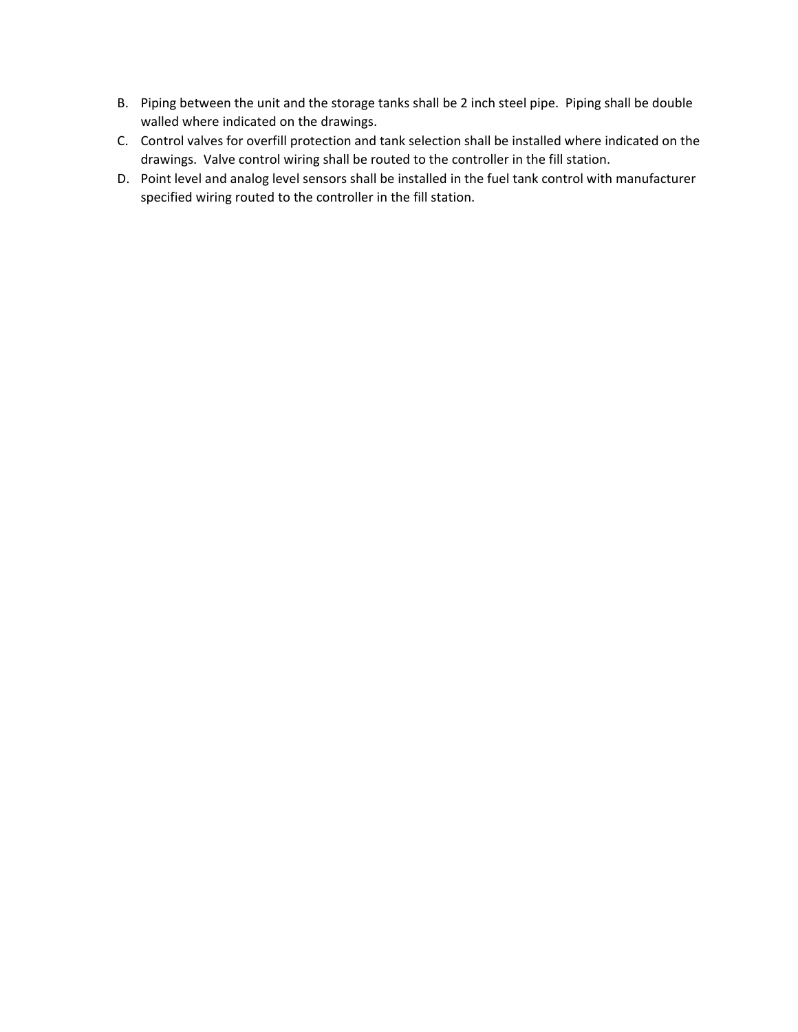B. Piping between the unit and the storage tanks shall be 2 inch steel pipe. Piping shall be double walled where indicated on the drawings.

C. Control valves for overfill protection and tank selection shall be installed where indicated on the drawings. Valve control wiring shall be routed to the controller in the fill station.

D. Point level and analog level sensors shall be installed in the fuel tank control with manufacturer specified wiring routed to the controller in the fill station.